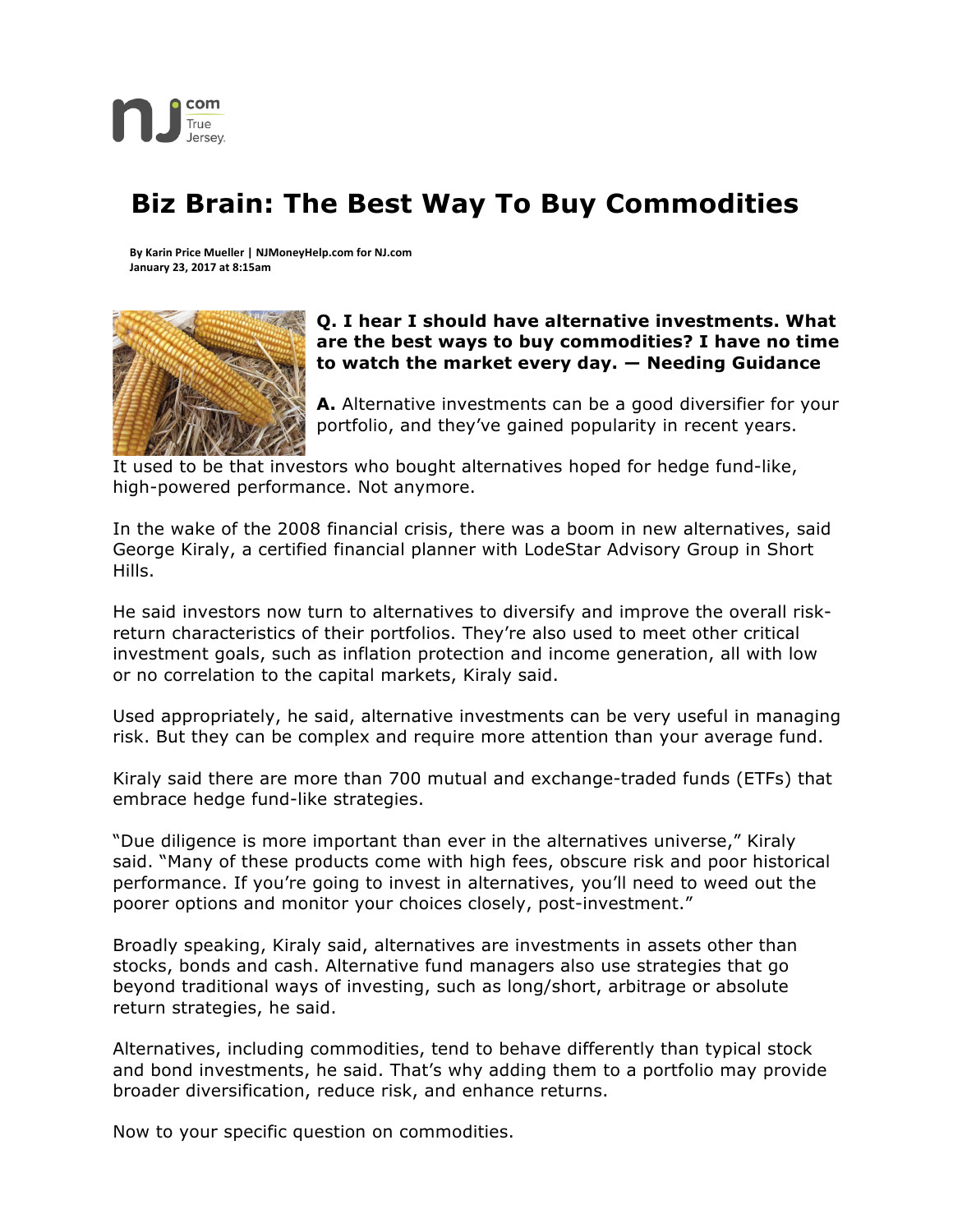# Biz Brain: The Best Way To Buy Commodities

**By Karin Price Mueller | NJMoneyHelp.com for NJ.com**
**January 23, 2017 at 8:15am**

**Q. I hear I should have alternative investments. What are the best ways to buy commodities? I have no time to watch the market every day. — Needing Guidance**

**A.** Alternative investments can be a good diversifier for your portfolio, and they've gained popularity in recent years.

It used to be that investors who bought alternatives hoped for hedge fund-like, high-powered performance. Not anymore.

In the wake of the 2008 financial crisis, there was a boom in new alternatives, said George Kiraly, a certified financial planner with LodeStar Advisory Group in Short Hills.

He said investors now turn to alternatives to diversify and improve the overall risk-return characteristics of their portfolios. They're also used to meet other critical investment goals, such as inflation protection and income generation, all with low or no correlation to the capital markets, Kiraly said.

Used appropriately, he said, alternative investments can be very useful in managing risk. But they can be complex and require more attention than your average fund.

Kiraly said there are more than 700 mutual and exchange-traded funds (ETFs) that embrace hedge fund-like strategies.

"Due diligence is more important than ever in the alternatives universe," Kiraly said. "Many of these products come with high fees, obscure risk and poor historical performance. If you're going to invest in alternatives, you'll need to weed out the poorer options and monitor your choices closely, post-investment."

Broadly speaking, Kiraly said, alternatives are investments in assets other than stocks, bonds and cash. Alternative fund managers also use strategies that go beyond traditional ways of investing, such as long/short, arbitrage or absolute return strategies, he said.

Alternatives, including commodities, tend to behave differently than typical stock and bond investments, he said. That's why adding them to a portfolio may provide broader diversification, reduce risk, and enhance returns.

Now to your specific question on commodities.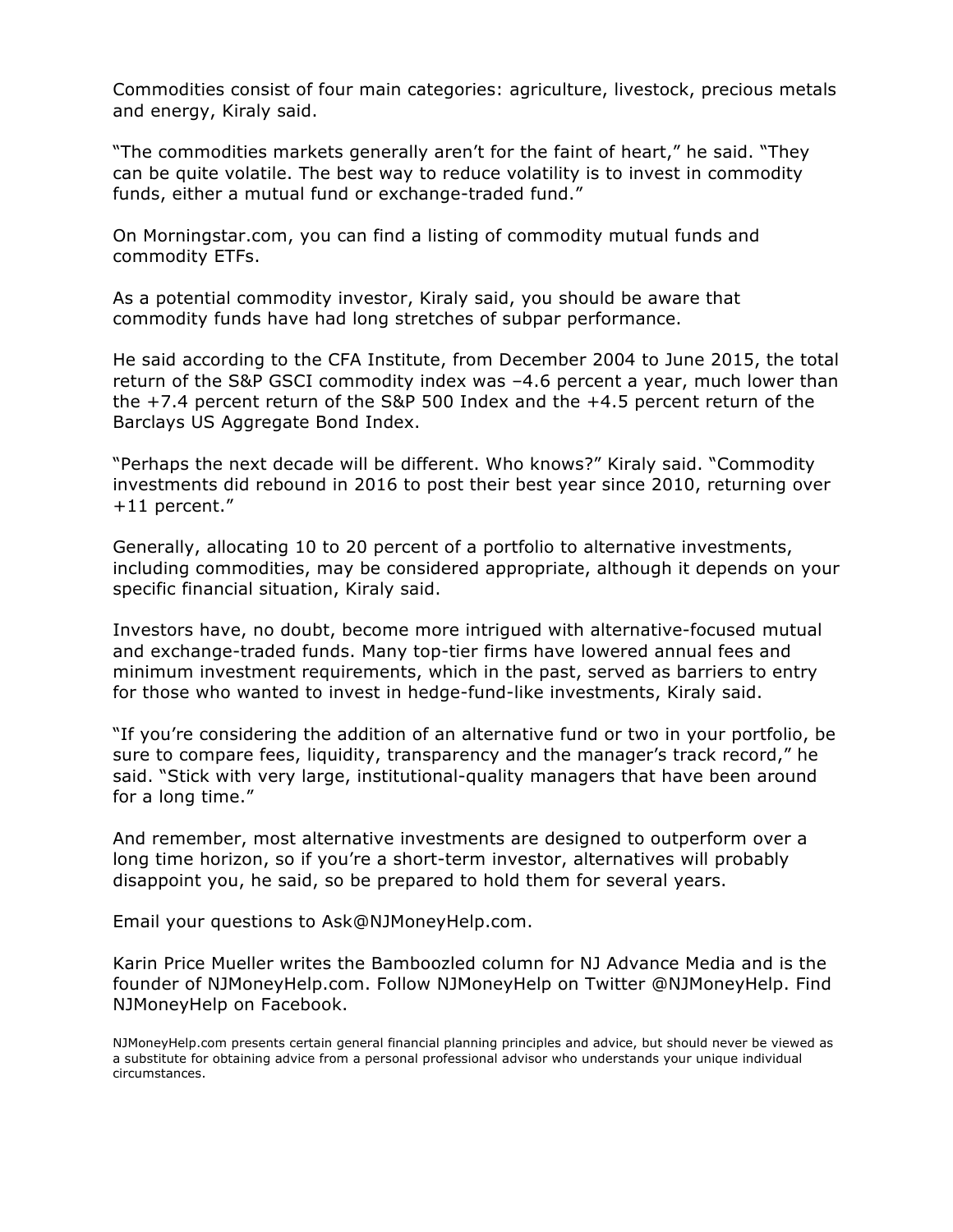Commodities consist of four main categories: agriculture, livestock, precious metals and energy, Kiraly said.

"The commodities markets generally aren't for the faint of heart," he said. "They can be quite volatile. The best way to reduce volatility is to invest in commodity funds, either a mutual fund or exchange-traded fund."

On Morningstar.com, you can find a listing of commodity mutual funds and commodity ETFs.

As a potential commodity investor, Kiraly said, you should be aware that commodity funds have had long stretches of subpar performance.

He said according to the CFA Institute, from December 2004 to June 2015, the total return of the S&P GSCI commodity index was –4.6 percent a year, much lower than the +7.4 percent return of the S&P 500 Index and the +4.5 percent return of the Barclays US Aggregate Bond Index.

"Perhaps the next decade will be different. Who knows?" Kiraly said. "Commodity investments did rebound in 2016 to post their best year since 2010, returning over +11 percent."

Generally, allocating 10 to 20 percent of a portfolio to alternative investments, including commodities, may be considered appropriate, although it depends on your specific financial situation, Kiraly said.

Investors have, no doubt, become more intrigued with alternative-focused mutual and exchange-traded funds. Many top-tier firms have lowered annual fees and minimum investment requirements, which in the past, served as barriers to entry for those who wanted to invest in hedge-fund-like investments, Kiraly said.

"If you're considering the addition of an alternative fund or two in your portfolio, be sure to compare fees, liquidity, transparency and the manager's track record," he said. "Stick with very large, institutional-quality managers that have been around for a long time."

And remember, most alternative investments are designed to outperform over a long time horizon, so if you're a short-term investor, alternatives will probably disappoint you, he said, so be prepared to hold them for several years.

Email your questions to Ask@NJMoneyHelp.com.

Karin Price Mueller writes the Bamboozled column for NJ Advance Media and is the founder of NJMoneyHelp.com. Follow NJMoneyHelp on Twitter @NJMoneyHelp. Find NJMoneyHelp on Facebook.

NJMoneyHelp.com presents certain general financial planning principles and advice, but should never be viewed as a substitute for obtaining advice from a personal professional advisor who understands your unique individual circumstances.